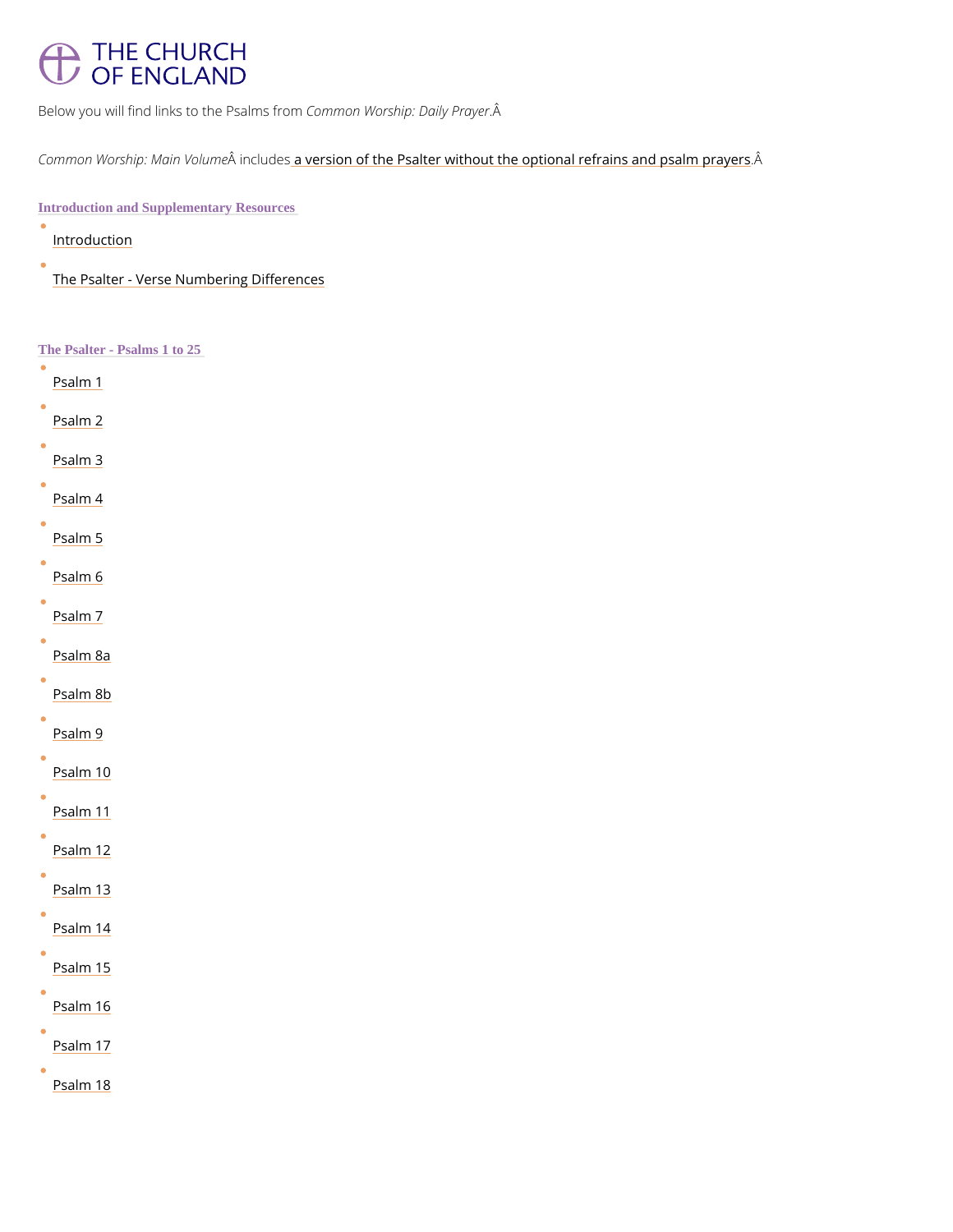THE CHURCH OF ENGLAND

Below you will find links to the Psalms from *Common Worship: Daily Prayer*.Â

*Common Worship: Main Volume*Â includes a version of the Psalter without the optional refrains and psalm prayers.Â

## Introduction and Supplementary Resources

- Introduction
- The Psalter - Verse Numbering Differences

## The Psalter - Psalms 1 to 25

- Psalm 1
- Psalm 2
- Psalm 3
- Psalm 4
- Psalm 5
- Psalm 6
- Psalm 7
- Psalm 8a
- Psalm 8b
- Psalm 9
- Psalm 10
- Psalm 11
- Psalm 12
- Psalm 13
- Psalm 14
- Psalm 15
- Psalm 16
- Psalm 17
- Psalm 18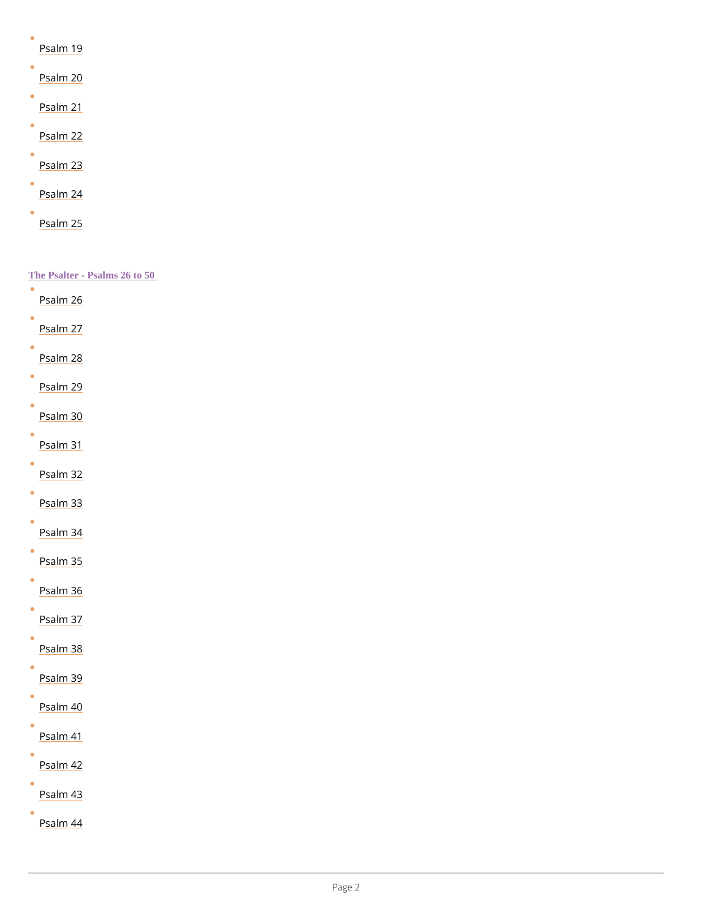- Psalm 19
- Psalm 20
- Psalm 21
- Psalm 22
- Psalm 23
- Psalm 24
- Psalm 25

### The Psalter - Psalms 26 to 50

- Psalm 26
- Psalm 27
- Psalm 28
- Psalm 29
- Psalm 30
- Psalm 31
- Psalm 32
- Psalm 33
- Psalm 34
- Psalm 35
- Psalm 36
- Psalm 37
- Psalm 38
- Psalm 39
- Psalm 40
- Psalm 41
- Psalm 42
- Psalm 43
- Psalm 44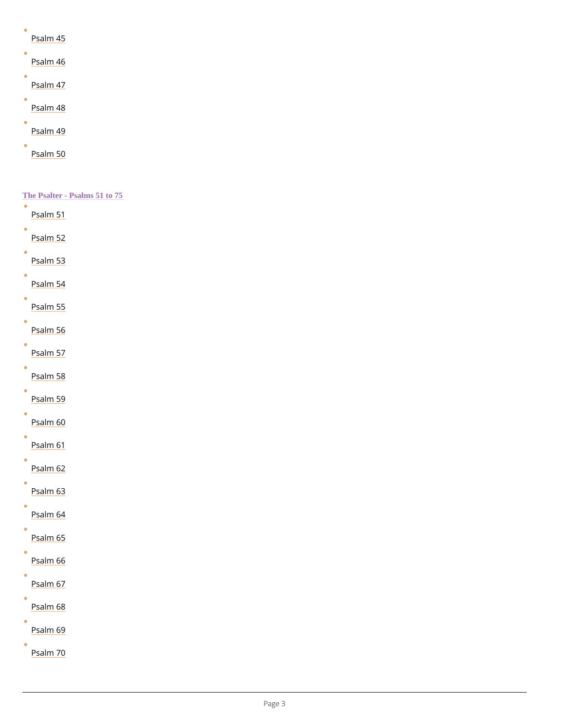- Psalm 45
- Psalm 46
- Psalm 47
- Psalm 48
- Psalm 49
- Psalm 50

### The Psalter - Psalms 51 to 75

- Psalm 51
- Psalm 52
- Psalm 53
- Psalm 54
- Psalm 55
- Psalm 56
- Psalm 57
- Psalm 58
- Psalm 59
- Psalm 60
- Psalm 61
- Psalm 62
- Psalm 63
- Psalm 64
- Psalm 65
- Psalm 66
- Psalm 67
- Psalm 68
- Psalm 69
- Psalm 70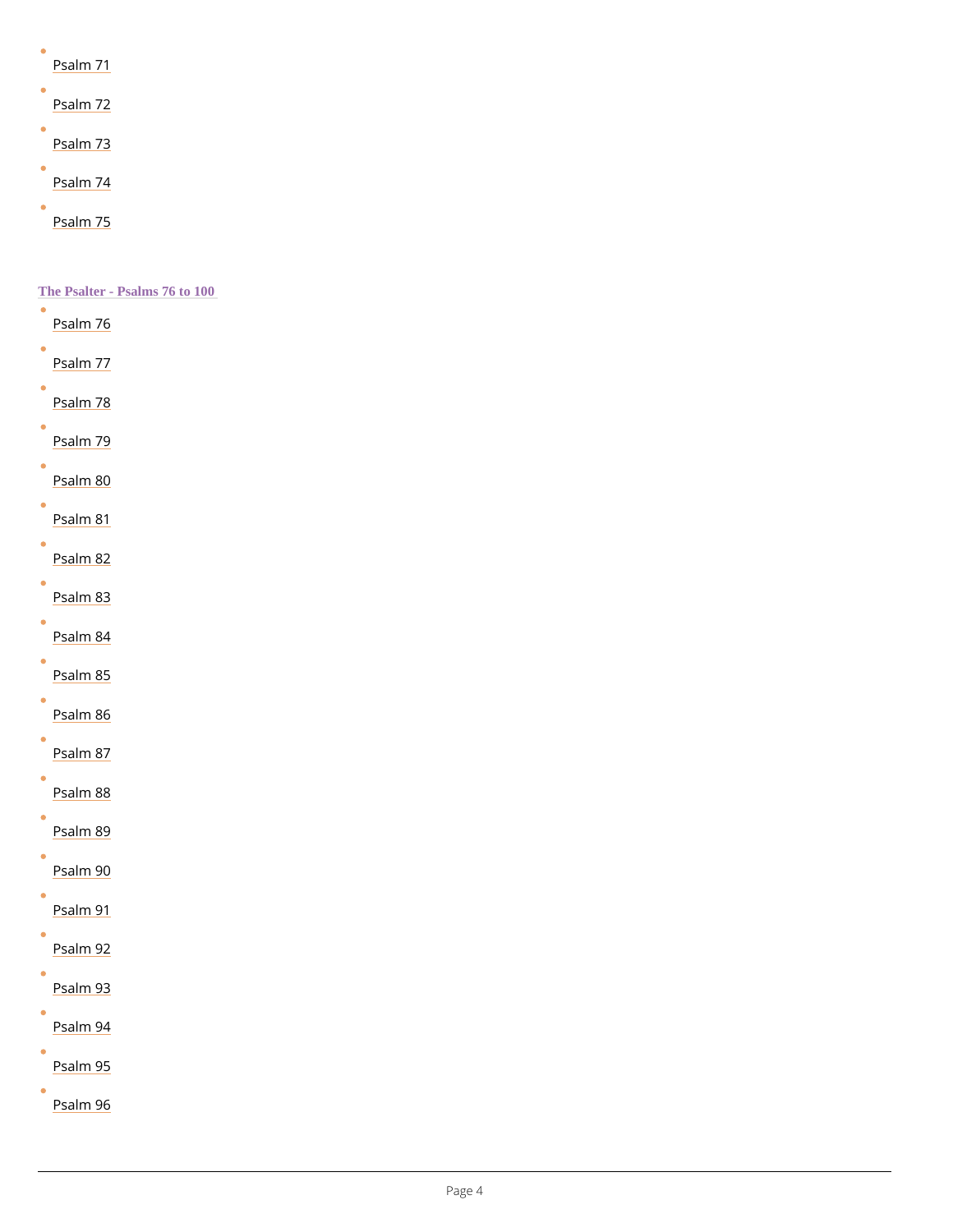- Psalm 71
- Psalm 72
- Psalm 73
- Psalm 74
- Psalm 75

### The Psalter - Psalms 76 to 100

- Psalm 76
- Psalm 77
- Psalm 78
- Psalm 79
- Psalm 80
- Psalm 81
- Psalm 82
- Psalm 83
- Psalm 84
- Psalm 85
- Psalm 86
- Psalm 87
- Psalm 88
- Psalm 89
- Psalm 90
- Psalm 91
- Psalm 92
- Psalm 93
- Psalm 94
- Psalm 95
- Psalm 96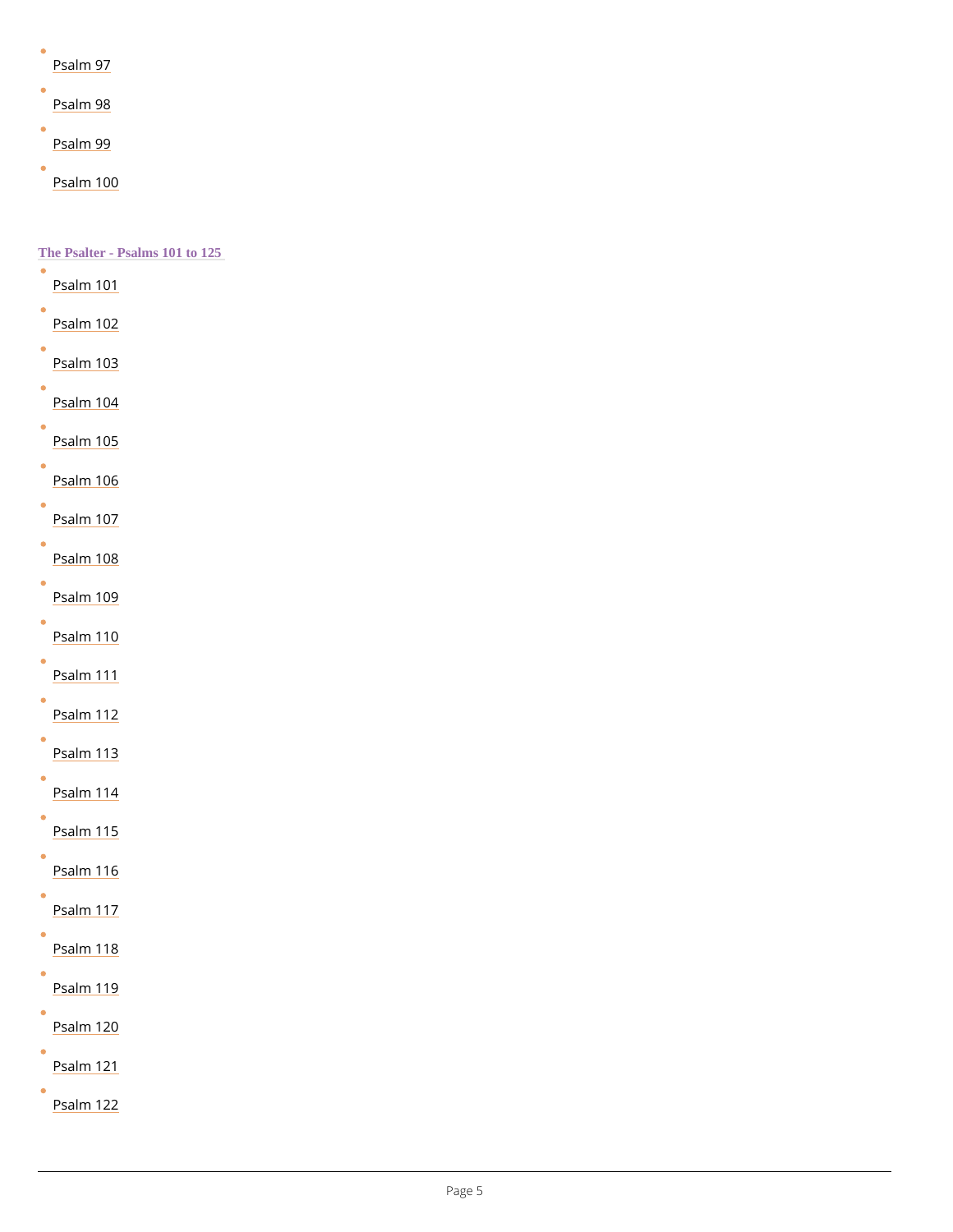- Psalm 97
- Psalm 98
- Psalm 99
- Psalm 100

## The Psalter - Psalms 101 to 125

- Psalm 101
- Psalm 102
- Psalm 103
- Psalm 104
- Psalm 105
- Psalm 106
- Psalm 107
- Psalm 108
- Psalm 109
- Psalm 110
- Psalm 111
- Psalm 112
- Psalm 113
- Psalm 114
- Psalm 115
- Psalm 116
- Psalm 117
- Psalm 118
- Psalm 119
- Psalm 120
- Psalm 121
- Psalm 122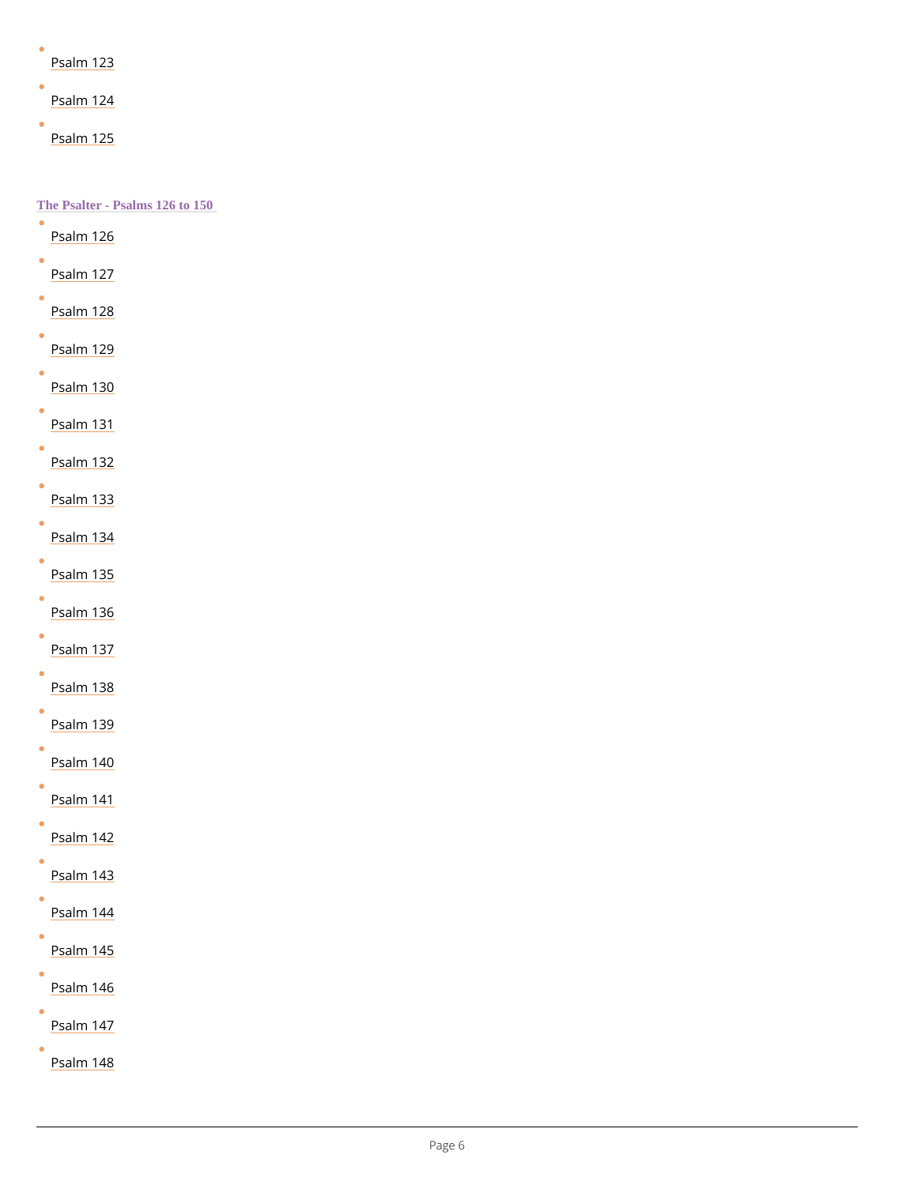- Psalm 123
- Psalm 124
- Psalm 125

**The Psalter - Psalms 126 to 150**

- Psalm 126
- Psalm 127
- Psalm 128
- Psalm 129
- Psalm 130
- Psalm 131
- Psalm 132
- Psalm 133
- Psalm 134
- Psalm 135
- Psalm 136
- Psalm 137
- Psalm 138
- Psalm 139
- Psalm 140
- Psalm 141
- Psalm 142
- Psalm 143
- Psalm 144
- Psalm 145
- Psalm 146
- Psalm 147
- Psalm 148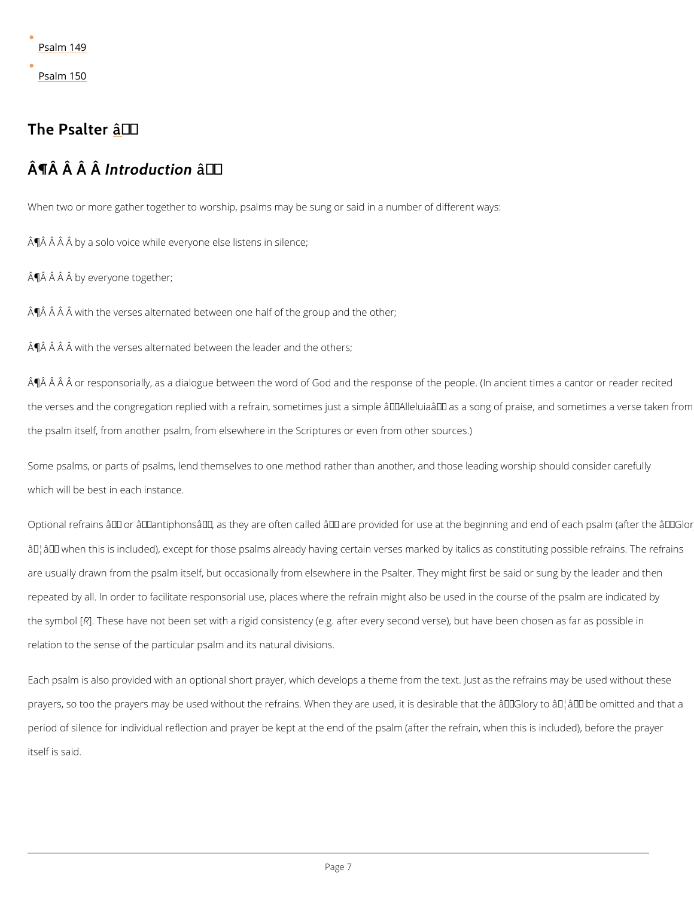- Psalm 149
- Psalm 150

## The Psalter

### ¶ *Introduction*

When two or more gather together to worship, psalms may be sung or said in a number of different ways:

¶ by a solo voice while everyone else listens in silence;

¶ by everyone together;

¶ with the verses alternated between one half of the group and the other;

¶ with the verses alternated between the leader and the others;

¶ or responsorially, as a dialogue between the word of God and the response of the people. (In ancient times a cantor or reader recited the verses and the congregation replied with a refrain, sometimes just a simple ‘Alleluia’ as a song of praise, and sometimes a verse taken from the psalm itself, from another psalm, from elsewhere in the Scriptures or even from other sources.)

Some psalms, or parts of psalms, lend themselves to one method rather than another, and those leading worship should consider carefully which will be best in each instance.

Optional refrains – or ‘antiphons’, as they are often called – are provided for use at the beginning and end of each psalm (after the ‘Glory … ’ when this is included), except for those psalms already having certain verses marked by italics as constituting possible refrains. The refrains are usually drawn from the psalm itself, but occasionally from elsewhere in the Psalter. They might first be said or sung by the leader and then repeated by all. In order to facilitate responsorial use, places where the refrain might also be used in the course of the psalm are indicated by the symbol [*R*]. These have not been set with a rigid consistency (e.g. after every second verse), but have been chosen as far as possible in relation to the sense of the particular psalm and its natural divisions.

Each psalm is also provided with an optional short prayer, which develops a theme from the text. Just as the refrains may be used without these prayers, so too the prayers may be used without the refrains. When they are used, it is desirable that the ‘Glory to … ’ be omitted and that a period of silence for individual reflection and prayer be kept at the end of the psalm (after the refrain, when this is included), before the prayer itself is said.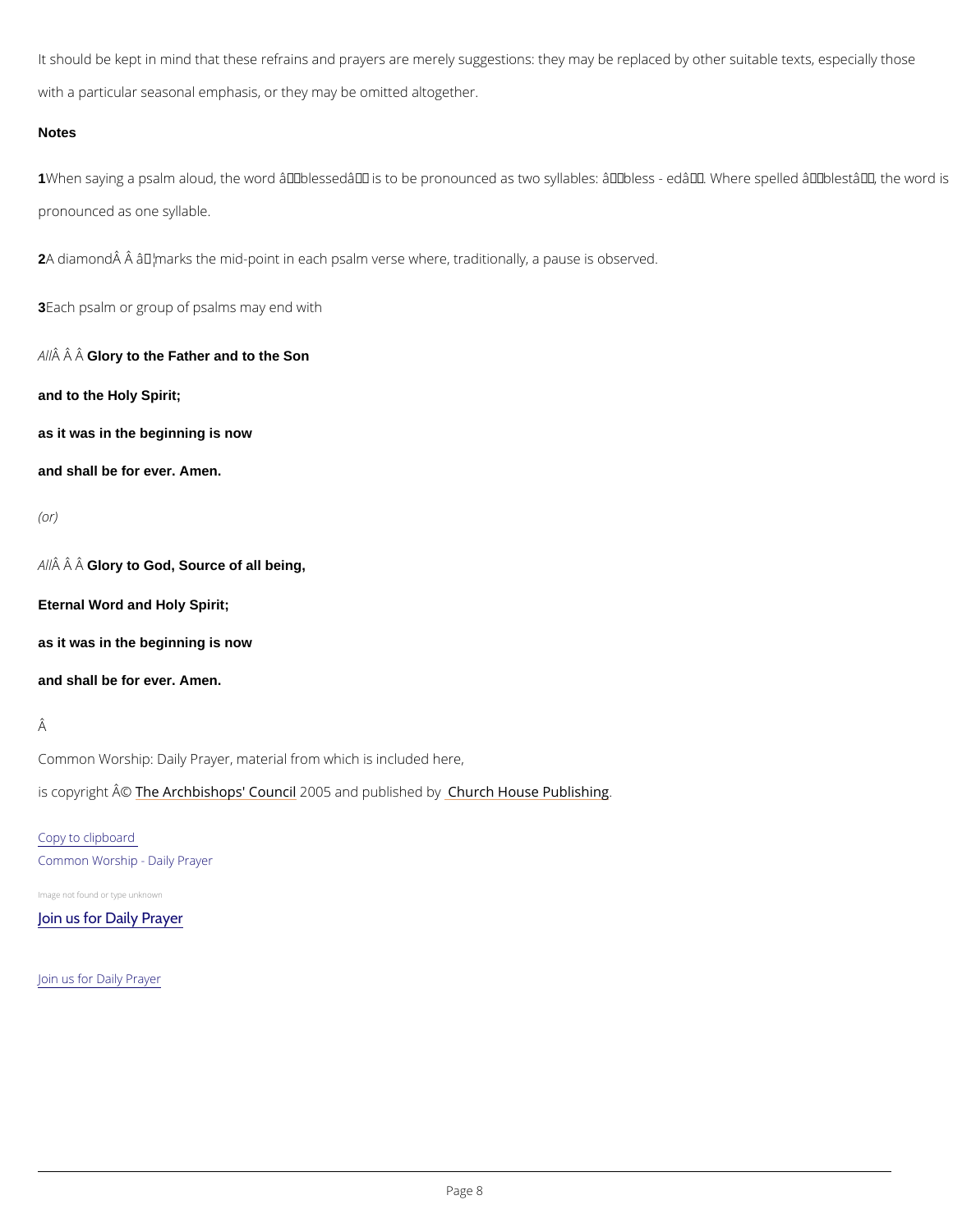It should be kept in mind that these refrains and prayers are merely suggestions: they may be replaced by other suitable texts, especially those with a particular seasonal emphasis, or they may be omitted altogether.

**Notes**

**1** When saying a psalm aloud, the word âblessedâ is to be pronounced as two syllables: âbless - edâ. Where spelled âblestâ, the word is pronounced as one syllable.

**2** A diamondÂ Â â marks the mid-point in each psalm verse where, traditionally, a pause is observed.

**3** Each psalm or group of psalms may end with

*All*Â Â Â **Glory to the Father and to the Son**

**and to the Holy Spirit;**

**as it was in the beginning is now**

**and shall be for ever. Amen.**

*(or)*

*All*Â Â Â **Glory to God, Source of all being,**

**Eternal Word and Holy Spirit;**

**as it was in the beginning is now**

**and shall be for ever. Amen.**

Â

Common Worship: Daily Prayer, material from which is included here,

is copyright Â© The Archbishops' Council 2005 and published by Church House Publishing.

Copy to clipboard

Common Worship - Daily Prayer

Image not found or type unknown

Join us for Daily Prayer

Join us for Daily Prayer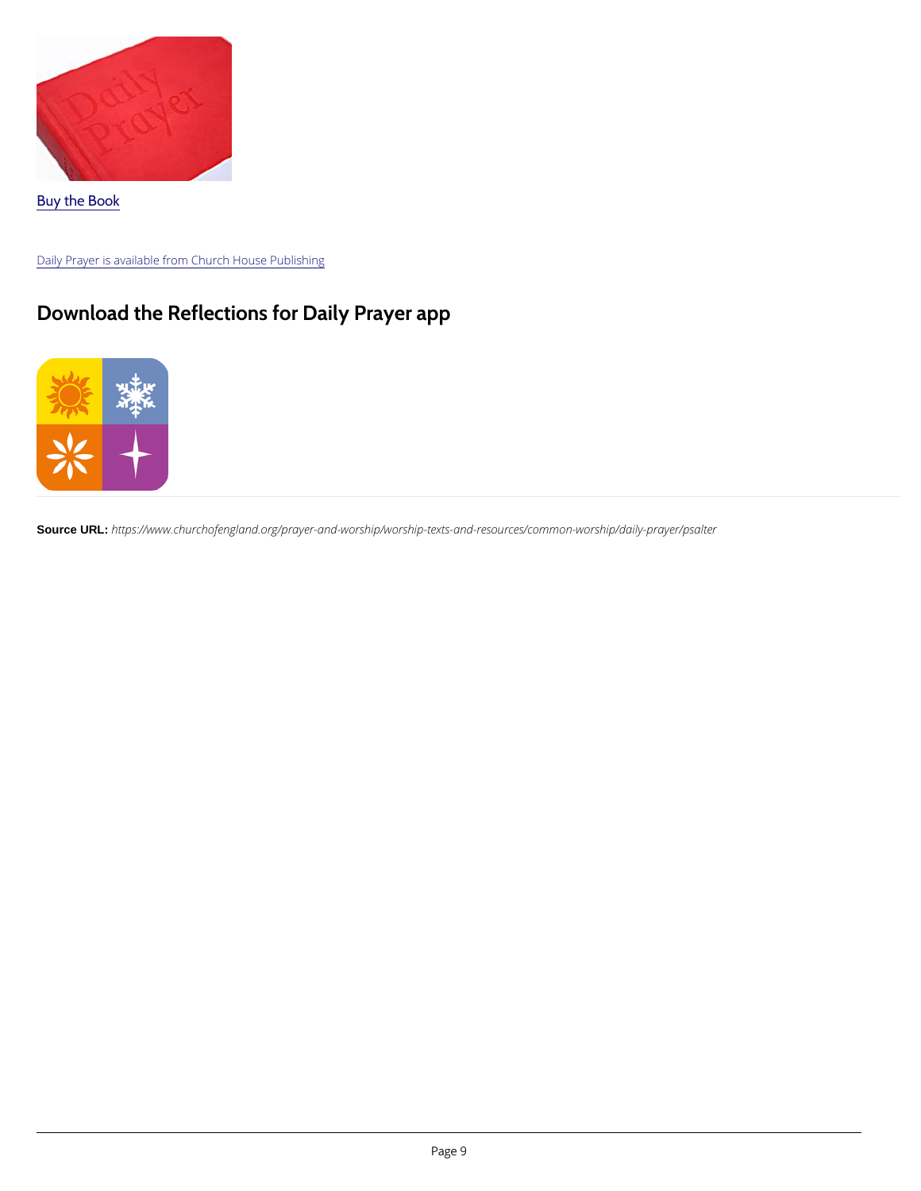Buy the Book

Daily Prayer is available from Church House Publishing

## Download the Reflections for Daily Prayer app

**Source URL:** *https://www.churchofengland.org/prayer-and-worship/worship-texts-and-resources/common-worship/daily-prayer/psalter*